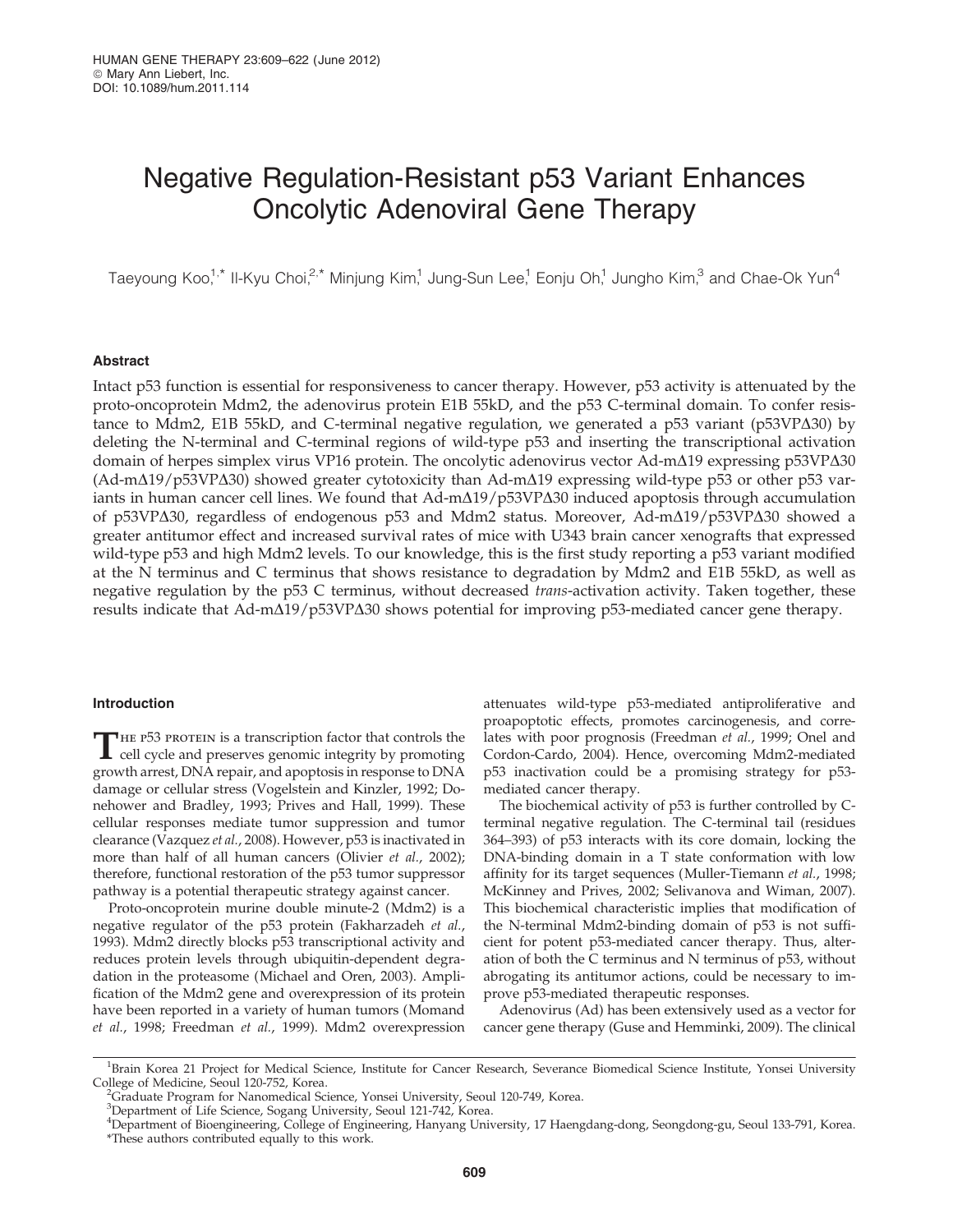# Negative Regulation-Resistant p53 Variant Enhances Oncolytic Adenoviral Gene Therapy

Taeyoung Koo,[1,*] Il-Kyu Choi,[2,*] Minjung Kim,[1] Jung-Sun Lee,[1] Eonju Oh,[1] Jungho Kim,[3] and Chae-Ok Yun[4]

## Abstract

Intact p53 function is essential for responsiveness to cancer therapy. However, p53 activity is attenuated by the proto-oncoprotein Mdm2, the adenovirus protein E1B 55kD, and the p53 C-terminal domain. To confer resistance to Mdm2, E1B 55kD, and C-terminal negative regulation, we generated a p53 variant (p53VPΔ30) by deleting the N-terminal and C-terminal regions of wild-type p53 and inserting the transcriptional activation domain of herpes simplex virus VP16 protein. The oncolytic adenovirus vector Ad-mΔ19 expressing p53VPΔ30 (Ad-mΔ19/p53VPΔ30) showed greater cytotoxicity than Ad-mΔ19 expressing wild-type p53 or other p53 variants in human cancer cell lines. We found that Ad-mΔ19/p53VPΔ30 induced apoptosis through accumulation of p53VPΔ30, regardless of endogenous p53 and Mdm2 status. Moreover, Ad-mΔ19/p53VPΔ30 showed a greater antitumor effect and increased survival rates of mice with U343 brain cancer xenografts that expressed wild-type p53 and high Mdm2 levels. To our knowledge, this is the first study reporting a p53 variant modified at the N terminus and C terminus that shows resistance to degradation by Mdm2 and E1B 55kD, as well as negative regulation by the p53 C terminus, without decreased *trans*-activation activity. Taken together, these results indicate that Ad-mΔ19/p53VPΔ30 shows potential for improving p53-mediated cancer gene therapy.

## Introduction

The p53 protein is a transcription factor that controls the cell cycle and preserves genomic integrity by promoting growth arrest, DNA repair, and apoptosis in response to DNA damage or cellular stress (Vogelstein and Kinzler, 1992; Donehower and Bradley, 1993; Prives and Hall, 1999). These cellular responses mediate tumor suppression and tumor clearance (Vazquez *et al.*, 2008). However, p53 is inactivated in more than half of all human cancers (Olivier *et al.*, 2002); therefore, functional restoration of the p53 tumor suppressor pathway is a potential therapeutic strategy against cancer.

Proto-oncoprotein murine double minute-2 (Mdm2) is a negative regulator of the p53 protein (Fakharzadeh *et al.*, 1993). Mdm2 directly blocks p53 transcriptional activity and reduces protein levels through ubiquitin-dependent degradation in the proteasome (Michael and Oren, 2003). Amplification of the Mdm2 gene and overexpression of its protein have been reported in a variety of human tumors (Momand *et al.*, 1998; Freedman *et al.*, 1999). Mdm2 overexpression attenuates wild-type p53-mediated antiproliferative and proapoptotic effects, promotes carcinogenesis, and correlates with poor prognosis (Freedman *et al.*, 1999; Onel and Cordon-Cardo, 2004). Hence, overcoming Mdm2-mediated p53 inactivation could be a promising strategy for p53-mediated cancer therapy.

The biochemical activity of p53 is further controlled by C-terminal negative regulation. The C-terminal tail (residues 364–393) of p53 interacts with its core domain, locking the DNA-binding domain in a T state conformation with low affinity for its target sequences (Muller-Tiemann *et al.*, 1998; McKinney and Prives, 2002; Selivanova and Wiman, 2007). This biochemical characteristic implies that modification of the N-terminal Mdm2-binding domain of p53 is not sufficient for potent p53-mediated cancer therapy. Thus, alteration of both the C terminus and N terminus of p53, without abrogating its antitumor actions, could be necessary to improve p53-mediated therapeutic responses.

Adenovirus (Ad) has been extensively used as a vector for cancer gene therapy (Guse and Hemminki, 2009). The clinical

---

[1]Brain Korea 21 Project for Medical Science, Institute for Cancer Research, Severance Biomedical Science Institute, Yonsei University College of Medicine, Seoul 120-752, Korea.
[2]Graduate Program for Nanomedical Science, Yonsei University, Seoul 120-749, Korea.
[3]Department of Life Science, Sogang University, Seoul 121-742, Korea.
[4]Department of Bioengineering, College of Engineering, Hanyang University, 17 Haengdang-dong, Seongdong-gu, Seoul 133-791, Korea.
*These authors contributed equally to this work.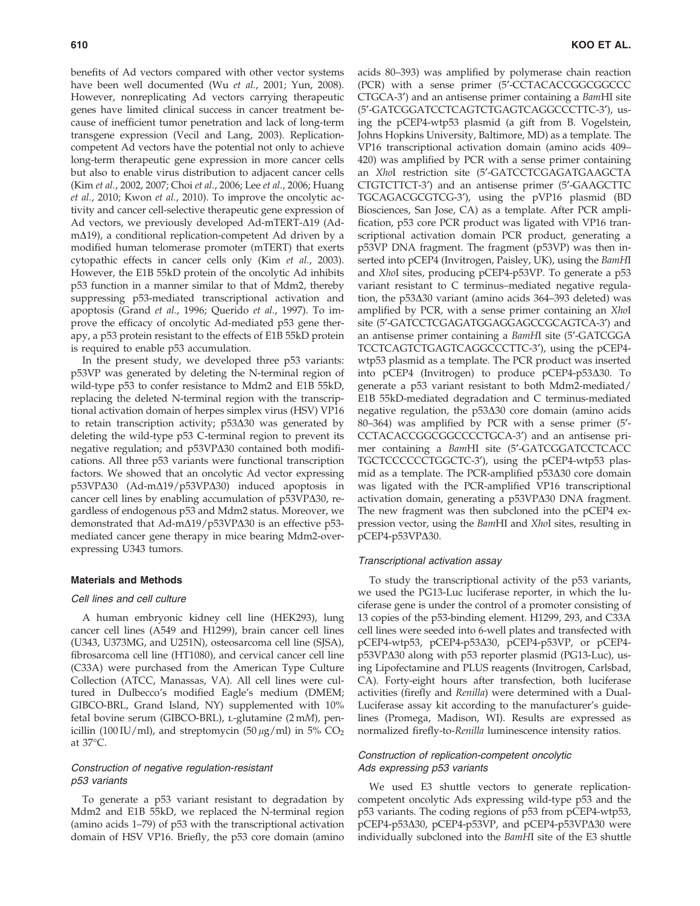benefits of Ad vectors compared with other vector systems have been well documented (Wu *et al.*, 2001; Yun, 2008). However, nonreplicating Ad vectors carrying therapeutic genes have limited clinical success in cancer treatment because of inefficient tumor penetration and lack of long-term transgene expression (Vecil and Lang, 2003). Replication-competent Ad vectors have the potential not only to achieve long-term therapeutic gene expression in more cancer cells but also to enable virus distribution to adjacent cancer cells (Kim *et al.*, 2002, 2007; Choi *et al.*, 2006; Lee *et al.*, 2006; Huang *et al.*, 2010; Kwon *et al.*, 2010). To improve the oncolytic activity and cancer cell-selective therapeutic gene expression of Ad vectors, we previously developed Ad-mTERT-Δ19 (Ad-mΔ19), a conditional replication-competent Ad driven by a modified human telomerase promoter (mTERT) that exerts cytopathic effects in cancer cells only (Kim *et al.*, 2003). However, the E1B 55kD protein of the oncolytic Ad inhibits p53 function in a manner similar to that of Mdm2, thereby suppressing p53-mediated transcriptional activation and apoptosis (Grand *et al.*, 1996; Querido *et al.*, 1997). To improve the efficacy of oncolytic Ad-mediated p53 gene therapy, a p53 protein resistant to the effects of E1B 55kD protein is required to enable p53 accumulation.

In the present study, we developed three p53 variants: p53VP was generated by deleting the N-terminal region of wild-type p53 to confer resistance to Mdm2 and E1B 55kD, replacing the deleted N-terminal region with the transcriptional activation domain of herpes simplex virus (HSV) VP16 to retain transcription activity; p53Δ30 was generated by deleting the wild-type p53 C-terminal region to prevent its negative regulation; and p53VPΔ30 contained both modifications. All three p53 variants were functional transcription factors. We showed that an oncolytic Ad vector expressing p53VPΔ30 (Ad-mΔ19/p53VPΔ30) induced apoptosis in cancer cell lines by enabling accumulation of p53VPΔ30, regardless of endogenous p53 and Mdm2 status. Moreover, we demonstrated that Ad-mΔ19/p53VPΔ30 is an effective p53-mediated cancer gene therapy in mice bearing Mdm2-overexpressing U343 tumors.

## Materials and Methods

### Cell lines and cell culture

A human embryonic kidney cell line (HEK293), lung cancer cell lines (A549 and H1299), brain cancer cell lines (U343, U373MG, and U251N), osteosarcoma cell line (SJSA), fibrosarcoma cell line (HT1080), and cervical cancer cell line (C33A) were purchased from the American Type Culture Collection (ATCC, Manassas, VA). All cell lines were cultured in Dulbecco's modified Eagle's medium (DMEM; GIBCO-BRL, Grand Island, NY) supplemented with 10% fetal bovine serum (GIBCO-BRL), L-glutamine (2 m*M*), penicillin (100 IU/ml), and streptomycin (50 $\mu$g/ml) in 5% $CO_2$ at 37°C.

### Construction of negative regulation-resistant p53 variants

To generate a p53 variant resistant to degradation by Mdm2 and E1B 55kD, we replaced the N-terminal region (amino acids 1–79) of p53 with the transcriptional activation domain of HSV VP16. Briefly, the p53 core domain (amino acids 80–393) was amplified by polymerase chain reaction (PCR) with a sense primer (5′-CCTACACCGGCGGCCCCTGCA-3′) and an antisense primer containing a *Bam*HI site (5′-GATCGGATCCTCAGTCTGAGTCAGGCCCTTC-3′), using the pCEP4-wtp53 plasmid (a gift from B. Vogelstein, Johns Hopkins University, Baltimore, MD) as a template. The VP16 transcriptional activation domain (amino acids 409–420) was amplified by PCR with a sense primer containing an *Xho*I restriction site (5′-GATCCTCGAGATGAAGCTACTGTCTTCT-3′) and an antisense primer (5′-GAAGCTTCTGCAGACGCGTCG-3′), using the pVP16 plasmid (BD Biosciences, San Jose, CA) as a template. After PCR amplification, p53 core PCR product was ligated with VP16 transcriptional activation domain PCR product, generating a p53VP DNA fragment. The fragment (p53VP) was then inserted into pCEP4 (Invitrogen, Paisley, UK), using the *Bam*HI and *Xho*I sites, producing pCEP4-p53VP. To generate a p53 variant resistant to C terminus–mediated negative regulation, the p53Δ30 variant (amino acids 364–393 deleted) was amplified by PCR, with a sense primer containing an *Xho*I site (5′-GATCCTCGAGATGGAGGAGCCGCAGTCA-3′) and an antisense primer containing a *BamH*I site (5′-GATCGGATCCTCAGTCTGAGTCAGGCCCTTC-3′), using the pCEP4-wtp53 plasmid as a template. The PCR product was inserted into pCEP4 (Invitrogen) to produce pCEP4-p53Δ30. To generate a p53 variant resistant to both Mdm2-mediated/E1B 55kD-mediated degradation and C terminus-mediated negative regulation, the p53Δ30 core domain (amino acids 80–364) was amplified by PCR with a sense primer (5′-CCTACACCGGCGGCCCCTGCA-3′) and an antisense primer containing a *Bam*HI site (5′-GATCGGATCCTCACCTGCTCCCCCCTGGCTC-3′), using the pCEP4-wtp53 plasmid as a template. The PCR-amplified p53Δ30 core domain was ligated with the PCR-amplified VP16 transcriptional activation domain, generating a p53VPΔ30 DNA fragment. The new fragment was then subcloned into the pCEP4 expression vector, using the *Bam*HI and *Xho*I sites, resulting in pCEP4-p53VPΔ30.

### Transcriptional activation assay

To study the transcriptional activity of the p53 variants, we used the PG13-Luc luciferase reporter, in which the luciferase gene is under the control of a promoter consisting of 13 copies of the p53-binding element. H1299, 293, and C33A cell lines were seeded into 6-well plates and transfected with pCEP4-wtp53, pCEP4-p53Δ30, pCEP4-p53VP, or pCEP4-p53VPΔ30 along with p53 reporter plasmid (PG13-Luc), using Lipofectamine and PLUS reagents (Invitrogen, Carlsbad, CA). Forty-eight hours after transfection, both luciferase activities (firefly and *Renilla*) were determined with a Dual-Luciferase assay kit according to the manufacturer's guidelines (Promega, Madison, WI). Results are expressed as normalized firefly-to-*Renilla* luminescence intensity ratios.

### Construction of replication-competent oncolytic Ads expressing p53 variants

We used E3 shuttle vectors to generate replication-competent oncolytic Ads expressing wild-type p53 and the p53 variants. The coding regions of p53 from pCEP4-wtp53, pCEP4-p53Δ30, pCEP4-p53VP, and pCEP4-p53VPΔ30 were individually subcloned into the *BamH*I site of the E3 shuttle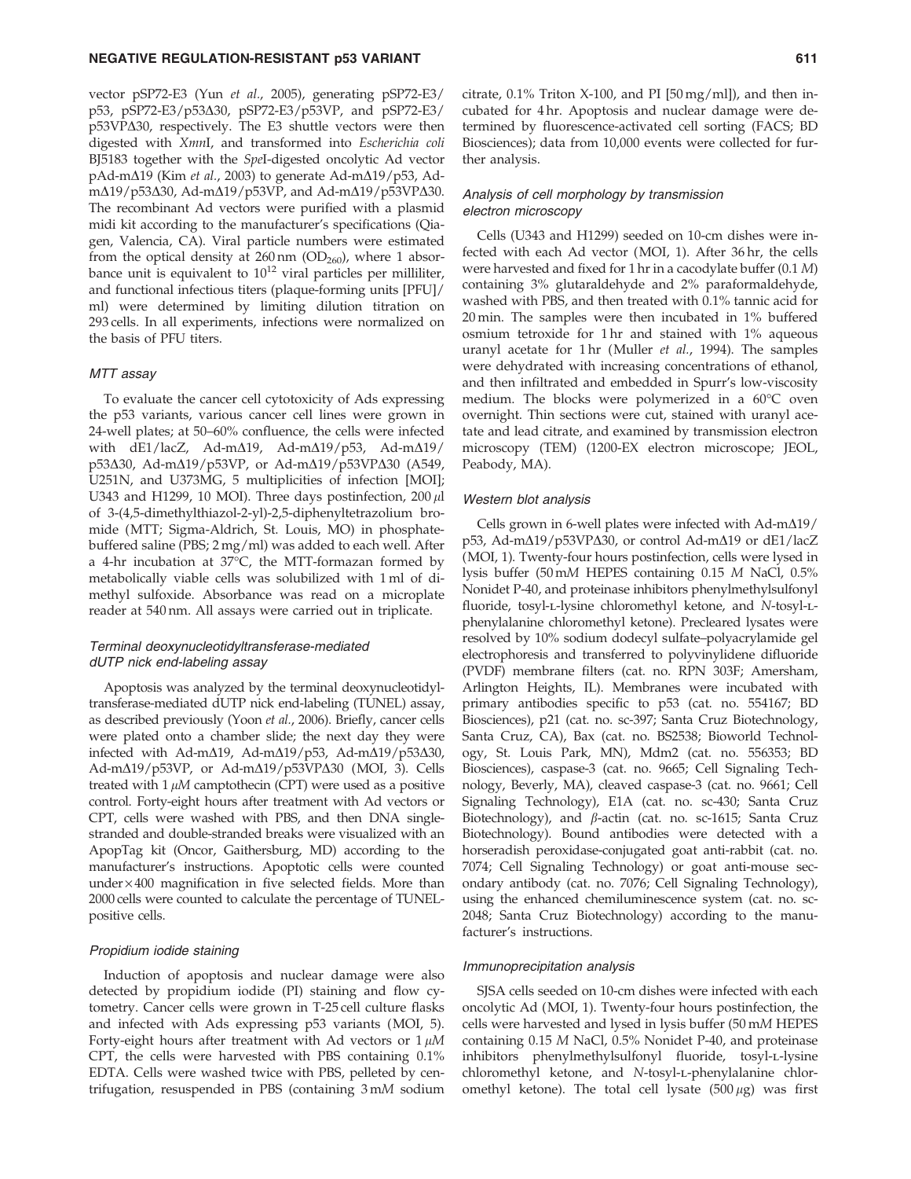vector pSP72-E3 (Yun *et al.*, 2005), generating pSP72-E3/p53, pSP72-E3/p53Δ30, pSP72-E3/p53VP, and pSP72-E3/p53VPΔ30, respectively. The E3 shuttle vectors were then digested with *Xmn*I, and transformed into *Escherichia coli* BJ5183 together with the *Spe*I-digested oncolytic Ad vector pAd-mΔ19 (Kim *et al.*, 2003) to generate Ad-mΔ19/p53, Ad-mΔ19/p53Δ30, Ad-mΔ19/p53VP, and Ad-mΔ19/p53VPΔ30. The recombinant Ad vectors were purified with a plasmid midi kit according to the manufacturer's specifications (Qiagen, Valencia, CA). Viral particle numbers were estimated from the optical density at 260 nm ($OD_{260}$), where 1 absorbance unit is equivalent to $10^{12}$ viral particles per milliliter, and functional infectious titers (plaque-forming units [PFU]/ml) were determined by limiting dilution titration on 293 cells. In all experiments, infections were normalized on the basis of PFU titers.

### MTT assay

To evaluate the cancer cell cytotoxicity of Ads expressing the p53 variants, various cancer cell lines were grown in 24-well plates; at 50–60% confluence, the cells were infected with dE1/lacZ, Ad-mΔ19, Ad-mΔ19/p53, Ad-mΔ19/p53Δ30, Ad-mΔ19/p53VP, or Ad-mΔ19/p53VPΔ30 (A549, U251N, and U373MG, 5 multiplicities of infection [MOI]; U343 and H1299, 10 MOI). Three days postinfection, 200 μl of 3-(4,5-dimethylthiazol-2-yl)-2,5-diphenyltetrazolium bromide (MTT; Sigma-Aldrich, St. Louis, MO) in phosphate-buffered saline (PBS; 2 mg/ml) was added to each well. After a 4-hr incubation at 37°C, the MTT-formazan formed by metabolically viable cells was solubilized with 1 ml of dimethyl sulfoxide. Absorbance was read on a microplate reader at 540 nm. All assays were carried out in triplicate.

### Terminal deoxynucleotidyltransferase-mediated dUTP nick end-labeling assay

Apoptosis was analyzed by the terminal deoxynucleotidyltransferase-mediated dUTP nick end-labeling (TUNEL) assay, as described previously (Yoon *et al.*, 2006). Briefly, cancer cells were plated onto a chamber slide; the next day they were infected with Ad-mΔ19, Ad-mΔ19/p53, Ad-mΔ19/p53Δ30, Ad-mΔ19/p53VP, or Ad-mΔ19/p53VPΔ30 (MOI, 3). Cells treated with 1 μM camptothecin (CPT) were used as a positive control. Forty-eight hours after treatment with Ad vectors or CPT, cells were washed with PBS, and then DNA single-stranded and double-stranded breaks were visualized with an ApopTag kit (Oncor, Gaithersburg, MD) according to the manufacturer's instructions. Apoptotic cells were counted under ×400 magnification in five selected fields. More than 2000 cells were counted to calculate the percentage of TUNEL-positive cells.

### Propidium iodide staining

Induction of apoptosis and nuclear damage were also detected by propidium iodide (PI) staining and flow cytometry. Cancer cells were grown in T-25 cell culture flasks and infected with Ads expressing p53 variants (MOI, 5). Forty-eight hours after treatment with Ad vectors or 1 μM CPT, the cells were harvested with PBS containing 0.1% EDTA. Cells were washed twice with PBS, pelleted by centrifugation, resuspended in PBS (containing 3 mM sodium citrate, 0.1% Triton X-100, and PI [50 mg/ml]), and then incubated for 4 hr. Apoptosis and nuclear damage were determined by fluorescence-activated cell sorting (FACS; BD Biosciences); data from 10,000 events were collected for further analysis.

### Analysis of cell morphology by transmission electron microscopy

Cells (U343 and H1299) seeded on 10-cm dishes were infected with each Ad vector (MOI, 1). After 36 hr, the cells were harvested and fixed for 1 hr in a cacodylate buffer (0.1 M) containing 3% glutaraldehyde and 2% paraformaldehyde, washed with PBS, and then treated with 0.1% tannic acid for 20 min. The samples were then incubated in 1% buffered osmium tetroxide for 1 hr and stained with 1% aqueous uranyl acetate for 1 hr (Muller *et al.*, 1994). The samples were dehydrated with increasing concentrations of ethanol, and then infiltrated and embedded in Spurr's low-viscosity medium. The blocks were polymerized in a 60°C oven overnight. Thin sections were cut, stained with uranyl acetate and lead citrate, and examined by transmission electron microscopy (TEM) (1200-EX electron microscope; JEOL, Peabody, MA).

### Western blot analysis

Cells grown in 6-well plates were infected with Ad-mΔ19/p53, Ad-mΔ19/p53VPΔ30, or control Ad-mΔ19 or dE1/lacZ (MOI, 1). Twenty-four hours postinfection, cells were lysed in lysis buffer (50 mM HEPES containing 0.15 M NaCl, 0.5% Nonidet P-40, and proteinase inhibitors phenylmethylsulfonyl fluoride, tosyl-L-lysine chloromethyl ketone, and N-tosyl-L-phenylalanine chloromethyl ketone). Precleared lysates were resolved by 10% sodium dodecyl sulfate–polyacrylamide gel electrophoresis and transferred to polyvinylidene difluoride (PVDF) membrane filters (cat. no. RPN 303F; Amersham, Arlington Heights, IL). Membranes were incubated with primary antibodies specific to p53 (cat. no. 554167; BD Biosciences), p21 (cat. no. sc-397; Santa Cruz Biotechnology, Santa Cruz, CA), Bax (cat. no. BS2538; Bioworld Technology, St. Louis Park, MN), Mdm2 (cat. no. 556353; BD Biosciences), caspase-3 (cat. no. 9665; Cell Signaling Technology, Beverly, MA), cleaved caspase-3 (cat. no. 9661; Cell Signaling Technology), E1A (cat. no. sc-430; Santa Cruz Biotechnology), and β-actin (cat. no. sc-1615; Santa Cruz Biotechnology). Bound antibodies were detected with a horseradish peroxidase-conjugated goat anti-rabbit (cat. no. 7074; Cell Signaling Technology) or goat anti-mouse secondary antibody (cat. no. 7076; Cell Signaling Technology), using the enhanced chemiluminescence system (cat. no. sc-2048; Santa Cruz Biotechnology) according to the manufacturer's instructions.

### Immunoprecipitation analysis

SJSA cells seeded on 10-cm dishes were infected with each oncolytic Ad (MOI, 1). Twenty-four hours postinfection, the cells were harvested and lysed in lysis buffer (50 mM HEPES containing 0.15 M NaCl, 0.5% Nonidet P-40, and proteinase inhibitors phenylmethylsulfonyl fluoride, tosyl-L-lysine chloromethyl ketone, and N-tosyl-L-phenylalanine chloromethyl ketone). The total cell lysate (500 μg) was first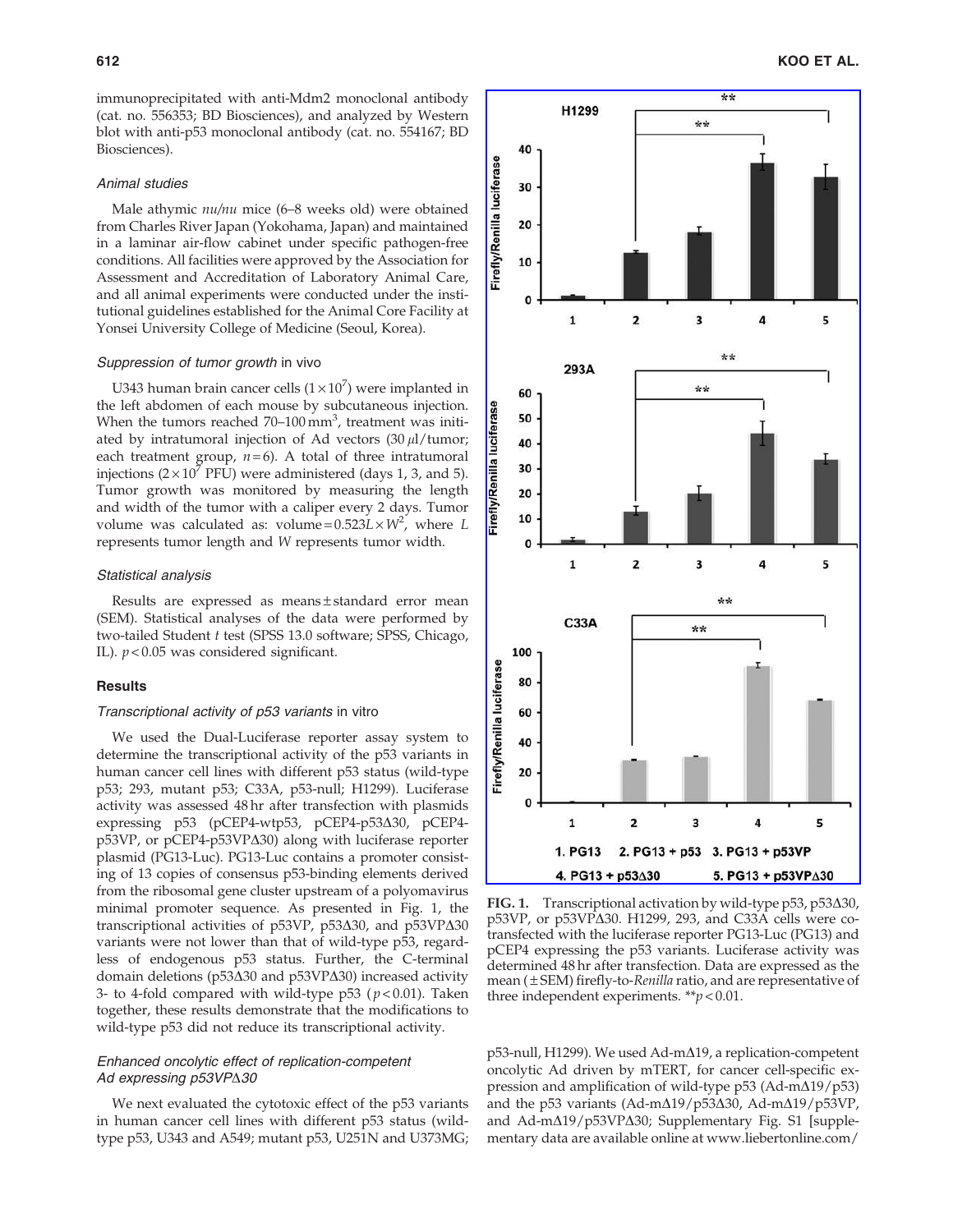immunoprecipitated with anti-Mdm2 monoclonal antibody (cat. no. 556353; BD Biosciences), and analyzed by Western blot with anti-p53 monoclonal antibody (cat. no. 554167; BD Biosciences).

### *Animal studies*

Male athymic *nu/nu* mice (6–8 weeks old) were obtained from Charles River Japan (Yokohama, Japan) and maintained in a laminar air-flow cabinet under specific pathogen-free conditions. All facilities were approved by the Association for Assessment and Accreditation of Laboratory Animal Care, and all animal experiments were conducted under the institutional guidelines established for the Animal Core Facility at Yonsei University College of Medicine (Seoul, Korea).

### *Suppression of tumor growth* in vivo

U343 human brain cancer cells ($1 \times 10^7$) were implanted in the left abdomen of each mouse by subcutaneous injection. When the tumors reached 70–100 mm$^3$, treatment was initiated by intratumoral injection of Ad vectors (30 $\mu$l/tumor; each treatment group, $n = 6$). A total of three intratumoral injections ($2 \times 10^7$ PFU) were administered (days 1, 3, and 5). Tumor growth was monitored by measuring the length and width of the tumor with a caliper every 2 days. Tumor volume was calculated as: volume $= 0.523L \times W^2$, where $L$ represents tumor length and $W$ represents tumor width.

### *Statistical analysis*

Results are expressed as means ± standard error mean (SEM). Statistical analyses of the data were performed by two-tailed Student *t* test (SPSS 13.0 software; SPSS, Chicago, IL). $p < 0.05$ was considered significant.

## Results

### *Transcriptional activity of p53 variants* in vitro

We used the Dual-Luciferase reporter assay system to determine the transcriptional activity of the p53 variants in human cancer cell lines with different p53 status (wild-type p53; 293, mutant p53; C33A, p53-null; H1299). Luciferase activity was assessed 48 hr after transfection with plasmids expressing p53 (pCEP4-wtp53, pCEP4-p53Δ30, pCEP4-p53VP, or pCEP4-p53VPΔ30) along with luciferase reporter plasmid (PG13-Luc). PG13-Luc contains a promoter consisting of 13 copies of consensus p53-binding elements derived from the ribosomal gene cluster upstream of a polyomavirus minimal promoter sequence. As presented in Fig. 1, the transcriptional activities of p53VP, p53Δ30, and p53VPΔ30 variants were not lower than that of wild-type p53, regardless of endogenous p53 status. Further, the C-terminal domain deletions (p53Δ30 and p53VPΔ30) increased activity 3- to 4-fold compared with wild-type p53 ($p < 0.01$). Taken together, these results demonstrate that the modifications to wild-type p53 did not reduce its transcriptional activity.

### *Enhanced oncolytic effect of replication-competent Ad expressing p53VPΔ30*

We next evaluated the cytotoxic effect of the p53 variants in human cancer cell lines with different p53 status (wild-type p53, U343 and A549; mutant p53, U251N and U373MG; p53-null, H1299). We used Ad-mΔ19, a replication-competent oncolytic Ad driven by mTERT, for cancer cell-specific expression and amplification of wild-type p53 (Ad-mΔ19/p53) and the p53 variants (Ad-mΔ19/p53Δ30, Ad-mΔ19/p53VP, and Ad-mΔ19/p53VPΔ30; Supplementary Fig. S1 [supplementary data are available online at www.liebertonline.com/

**FIG. 1.** Transcriptional activation by wild-type p53, p53Δ30, p53VP, or p53VPΔ30. H1299, 293, and C33A cells were co-transfected with the luciferase reporter PG13-Luc (PG13) and pCEP4 expressing the p53 variants. Luciferase activity was determined 48 hr after transfection. Data are expressed as the mean (±SEM) firefly-to-*Renilla* ratio, and are representative of three independent experiments. **$p < 0.01$.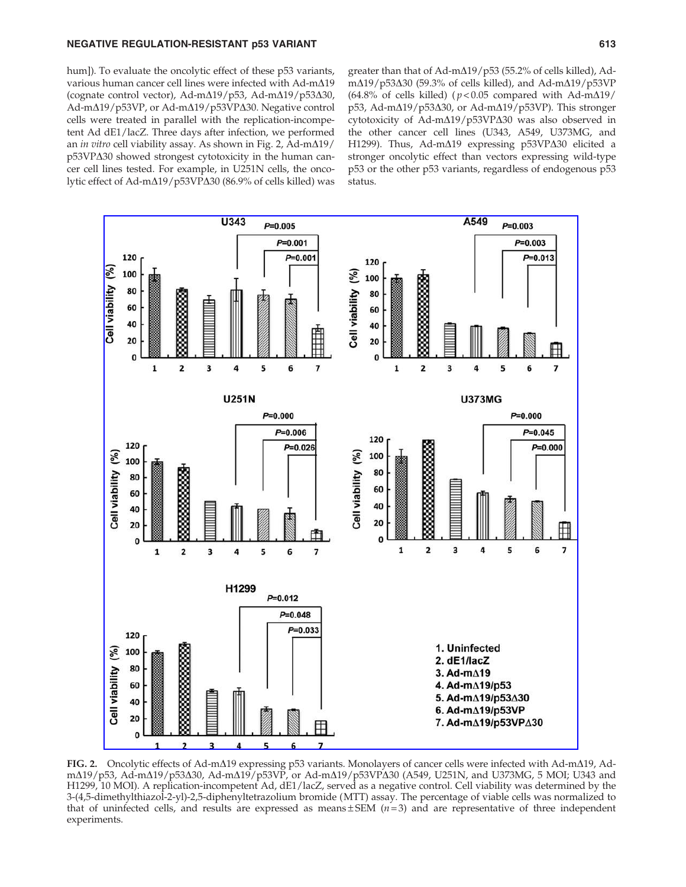hum]). To evaluate the oncolytic effect of these p53 variants, various human cancer cell lines were infected with Ad-mΔ19 (cognate control vector), Ad-mΔ19/p53, Ad-mΔ19/p53Δ30, Ad-mΔ19/p53VP, or Ad-mΔ19/p53VPΔ30. Negative control cells were treated in parallel with the replication-incompetent Ad dE1/lacZ. Three days after infection, we performed an *in vitro* cell viability assay. As shown in Fig. 2, Ad-mΔ19/p53VPΔ30 showed strongest cytotoxicity in the human cancer cell lines tested. For example, in U251N cells, the oncolytic effect of Ad-mΔ19/p53VPΔ30 (86.9% of cells killed) was greater than that of Ad-mΔ19/p53 (55.2% of cells killed), Ad-mΔ19/p53Δ30 (59.3% of cells killed), and Ad-mΔ19/p53VP (64.8% of cells killed) ($p < 0.05$ compared with Ad-mΔ19/p53, Ad-mΔ19/p53Δ30, or Ad-mΔ19/p53VP). This stronger cytotoxicity of Ad-mΔ19/p53VPΔ30 was also observed in the other cancer cell lines (U343, A549, U373MG, and H1299). Thus, Ad-mΔ19 expressing p53VPΔ30 elicited a stronger oncolytic effect than vectors expressing wild-type p53 or the other p53 variants, regardless of endogenous p53 status.

**FIG. 2.** Oncolytic effects of Ad-mΔ19 expressing p53 variants. Monolayers of cancer cells were infected with Ad-mΔ19, Ad-mΔ19/p53, Ad-mΔ19/p53Δ30, Ad-mΔ19/p53VP, or Ad-mΔ19/p53VPΔ30 (A549, U251N, and U373MG, 5 MOI; U343 and H1299, 10 MOI). A replication-incompetent Ad, dE1/lacZ, served as a negative control. Cell viability was determined by the 3-(4,5-dimethylthiazol-2-yl)-2,5-diphenyltetrazolium bromide (MTT) assay. The percentage of viable cells was normalized to that of uninfected cells, and results are expressed as means ± SEM ($n = 3$) and are representative of three independent experiments.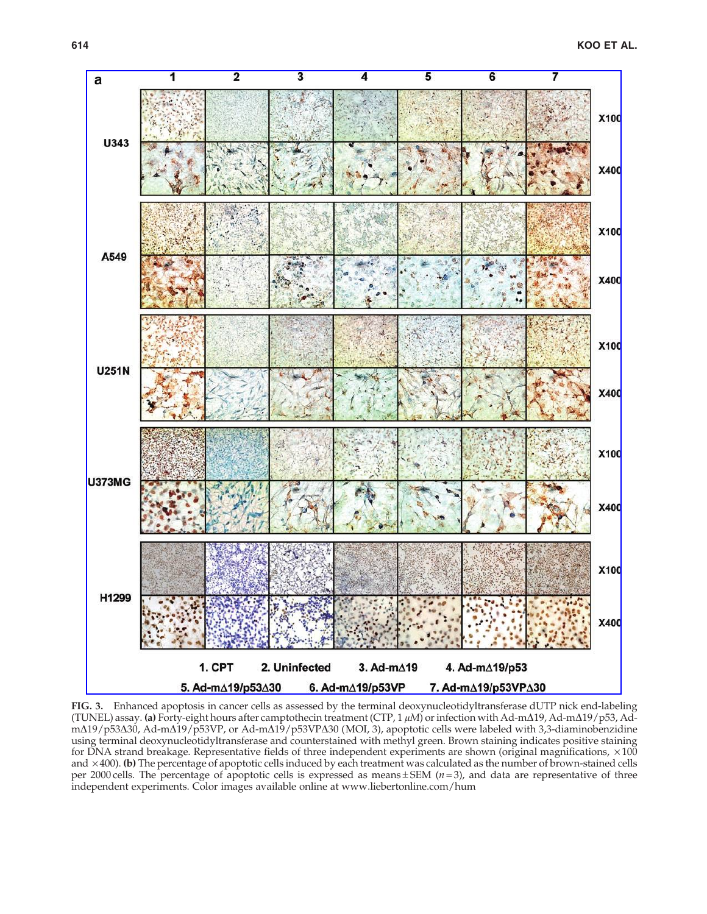**FIG. 3.** Enhanced apoptosis in cancer cells as assessed by the terminal deoxynucleotidyltransferase dUTP nick end-labeling (TUNEL) assay. **(a)** Forty-eight hours after camptothecin treatment (CTP, 1 $\mu M$) or infection with Ad-mΔ19, Ad-mΔ19/p53, Ad-mΔ19/p53Δ30, Ad-mΔ19/p53VP, or Ad-mΔ19/p53VPΔ30 (MOI, 3), apoptotic cells were labeled with 3,3-diaminobenzidine using terminal deoxynucleotidyltransferase and counterstained with methyl green. Brown staining indicates positive staining for DNA strand breakage. Representative fields of three independent experiments are shown (original magnifications, ×100 and ×400). **(b)** The percentage of apoptotic cells induced by each treatment was calculated as the number of brown-stained cells per 2000 cells. The percentage of apoptotic cells is expressed as means ± SEM ($n = 3$), and data are representative of three independent experiments. Color images available online at www.liebertonline.com/hum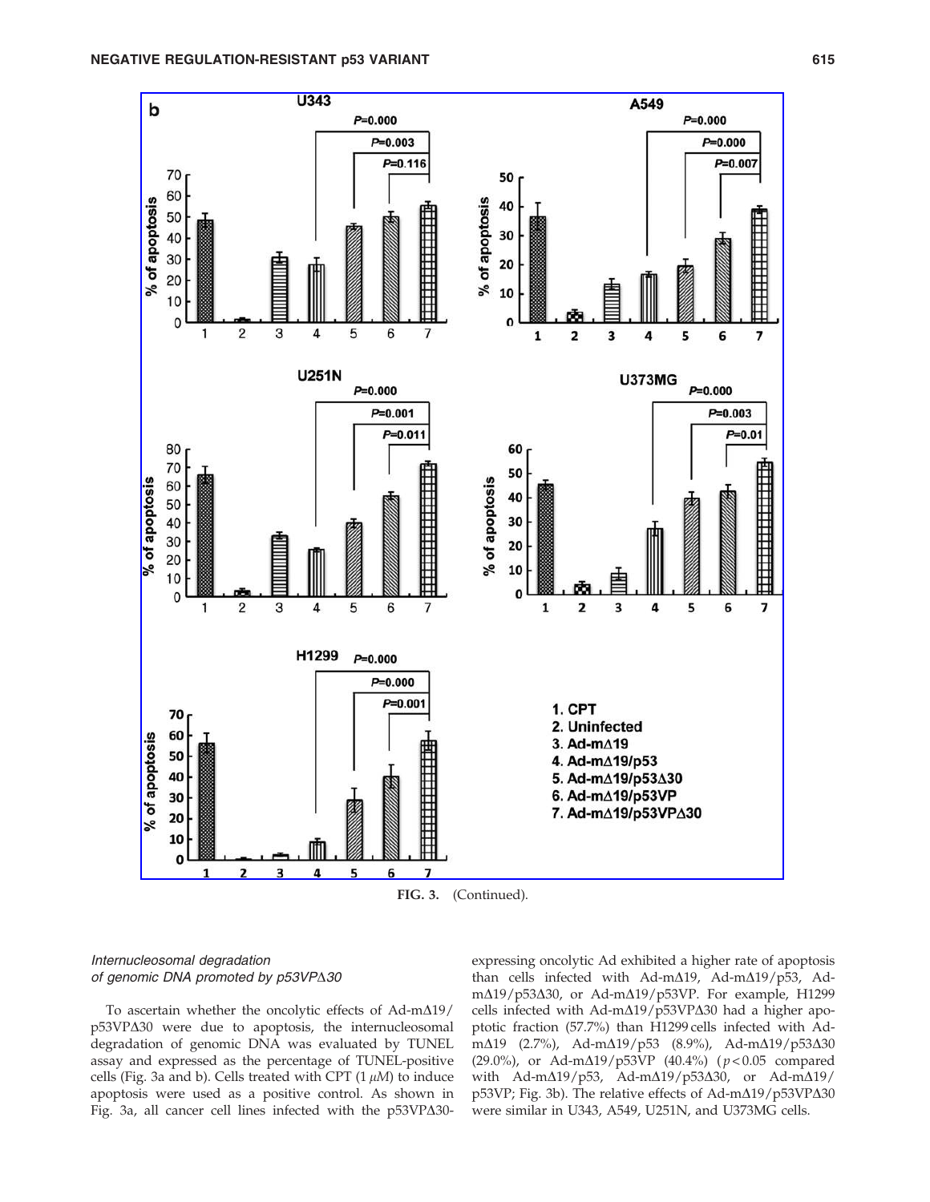FIG. 3. (Continued).

### *Internucleosomal degradation of genomic DNA promoted by p53VPΔ30*

To ascertain whether the oncolytic effects of Ad-mΔ19/p53VPΔ30 were due to apoptosis, the internucleosomal degradation of genomic DNA was evaluated by TUNEL assay and expressed as the percentage of TUNEL-positive cells (Fig. 3a and b). Cells treated with CPT (1 $\mu M$) to induce apoptosis were used as a positive control. As shown in Fig. 3a, all cancer cell lines infected with the p53VPΔ30-expressing oncolytic Ad exhibited a higher rate of apoptosis than cells infected with Ad-mΔ19, Ad-mΔ19/p53, Ad-mΔ19/p53Δ30, or Ad-mΔ19/p53VP. For example, H1299 cells infected with Ad-mΔ19/p53VPΔ30 had a higher apoptotic fraction (57.7%) than H1299 cells infected with Ad-mΔ19 (2.7%), Ad-mΔ19/p53 (8.9%), Ad-mΔ19/p53Δ30 (29.0%), or Ad-mΔ19/p53VP (40.4%) ($p < 0.05$ compared with Ad-mΔ19/p53, Ad-mΔ19/p53Δ30, or Ad-mΔ19/p53VP; Fig. 3b). The relative effects of Ad-mΔ19/p53VPΔ30 were similar in U343, A549, U251N, and U373MG cells.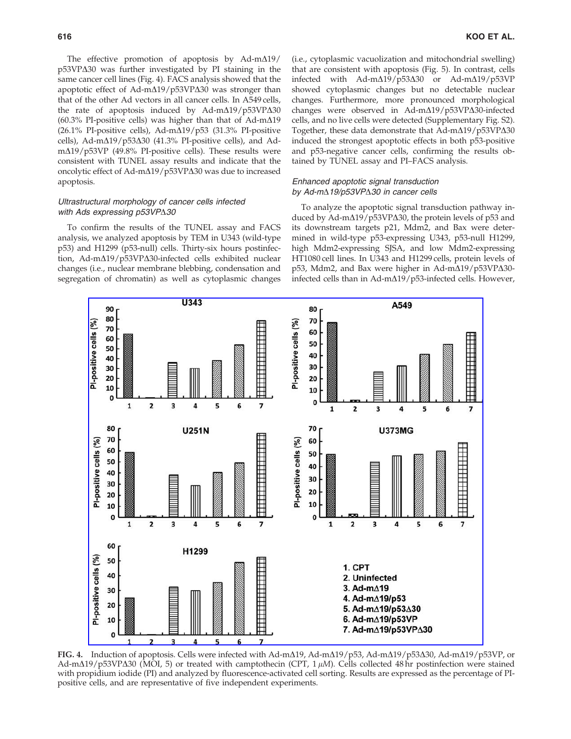The effective promotion of apoptosis by Ad-mΔ19/p53VPΔ30 was further investigated by PI staining in the same cancer cell lines (Fig. 4). FACS analysis showed that the apoptotic effect of Ad-mΔ19/p53VPΔ30 was stronger than that of the other Ad vectors in all cancer cells. In A549 cells, the rate of apoptosis induced by Ad-mΔ19/p53VPΔ30 (60.3% PI-positive cells) was higher than that of Ad-mΔ19 (26.1% PI-positive cells), Ad-mΔ19/p53 (31.3% PI-positive cells), Ad-mΔ19/p53Δ30 (41.3% PI-positive cells), and Ad-mΔ19/p53VP (49.8% PI-positive cells). These results were consistent with TUNEL assay results and indicate that the oncolytic effect of Ad-mΔ19/p53VPΔ30 was due to increased apoptosis.

### *Ultrastructural morphology of cancer cells infected with Ads expressing p53VPΔ30*

To confirm the results of the TUNEL assay and FACS analysis, we analyzed apoptosis by TEM in U343 (wild-type p53) and H1299 (p53-null) cells. Thirty-six hours postinfection, Ad-mΔ19/p53VPΔ30-infected cells exhibited nuclear changes (i.e., nuclear membrane blebbing, condensation and segregation of chromatin) as well as cytoplasmic changes (i.e., cytoplasmic vacuolization and mitochondrial swelling) that are consistent with apoptosis (Fig. 5). In contrast, cells infected with Ad-mΔ19/p53Δ30 or Ad-mΔ19/p53VP showed cytoplasmic changes but no detectable nuclear changes. Furthermore, more pronounced morphological changes were observed in Ad-mΔ19/p53VPΔ30-infected cells, and no live cells were detected (Supplementary Fig. S2). Together, these data demonstrate that Ad-mΔ19/p53VPΔ30 induced the strongest apoptotic effects in both p53-positive and p53-negative cancer cells, confirming the results obtained by TUNEL assay and PI–FACS analysis.

### *Enhanced apoptotic signal transduction by Ad-mΔ19/p53VPΔ30 in cancer cells*

To analyze the apoptotic signal transduction pathway induced by Ad-mΔ19/p53VPΔ30, the protein levels of p53 and its downstream targets p21, Mdm2, and Bax were determined in wild-type p53-expressing U343, p53-null H1299, high Mdm2-expressing SJSA, and low Mdm2-expressing HT1080 cell lines. In U343 and H1299 cells, protein levels of p53, Mdm2, and Bax were higher in Ad-mΔ19/p53VPΔ30-infected cells than in Ad-mΔ19/p53-infected cells. However,

**FIG. 4.** Induction of apoptosis. Cells were infected with Ad-mΔ19, Ad-mΔ19/p53, Ad-mΔ19/p53Δ30, Ad-mΔ19/p53VP, or Ad-mΔ19/p53VPΔ30 (MOI, 5) or treated with camptothecin (CPT, 1 μM). Cells collected 48 hr postinfection were stained with propidium iodide (PI) and analyzed by fluorescence-activated cell sorting. Results are expressed as the percentage of PI-positive cells, and are representative of five independent experiments.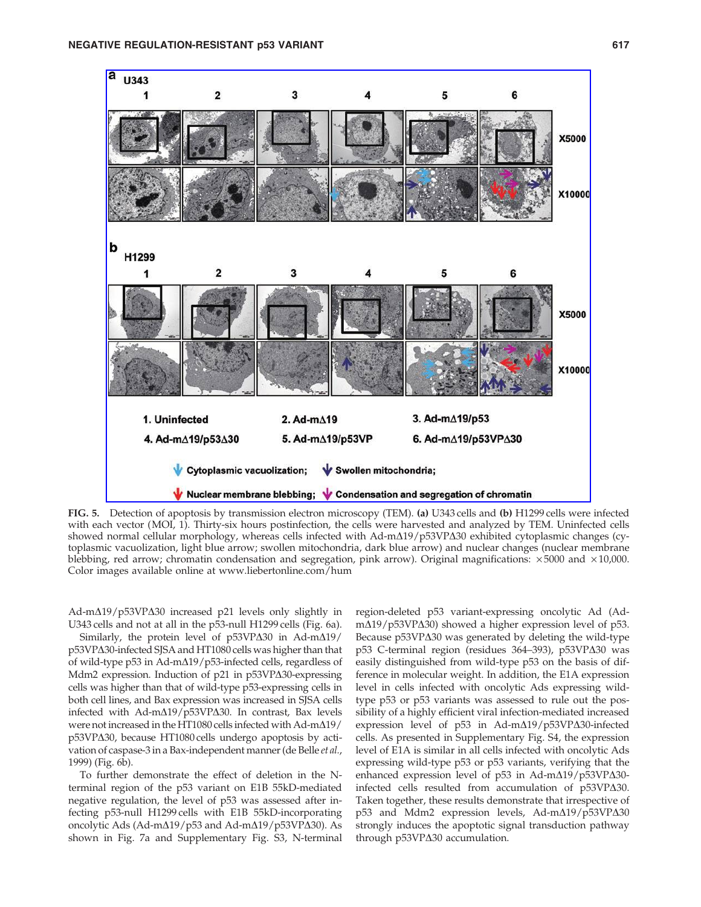**FIG. 5.** Detection of apoptosis by transmission electron microscopy (TEM). **(a)** U343 cells and **(b)** H1299 cells were infected with each vector (MOI, 1). Thirty-six hours postinfection, the cells were harvested and analyzed by TEM. Uninfected cells showed normal cellular morphology, whereas cells infected with Ad-mΔ19/p53VPΔ30 exhibited cytoplasmic changes (cytoplasmic vacuolization, light blue arrow; swollen mitochondria, dark blue arrow) and nuclear changes (nuclear membrane blebbing, red arrow; chromatin condensation and segregation, pink arrow). Original magnifications: ×5000 and ×10,000. Color images available online at www.liebertonline.com/hum

Ad-mΔ19/p53VPΔ30 increased p21 levels only slightly in U343 cells and not at all in the p53-null H1299 cells (Fig. 6a).

Similarly, the protein level of p53VPΔ30 in Ad-mΔ19/p53VPΔ30-infected SJSA and HT1080 cells was higher than that of wild-type p53 in Ad-mΔ19/p53-infected cells, regardless of Mdm2 expression. Induction of p21 in p53VPΔ30-expressing cells was higher than that of wild-type p53-expressing cells in both cell lines, and Bax expression was increased in SJSA cells infected with Ad-mΔ19/p53VPΔ30. In contrast, Bax levels were not increased in the HT1080 cells infected with Ad-mΔ19/p53VPΔ30, because HT1080 cells undergo apoptosis by activation of caspase-3 in a Bax-independent manner (de Belle *et al.*, 1999) (Fig. 6b).

To further demonstrate the effect of deletion in the N-terminal region of the p53 variant on E1B 55kD-mediated negative regulation, the level of p53 was assessed after infecting p53-null H1299 cells with E1B 55kD-incorporating oncolytic Ads (Ad-mΔ19/p53 and Ad-mΔ19/p53VPΔ30). As shown in Fig. 7a and Supplementary Fig. S3, N-terminal region-deleted p53 variant-expressing oncolytic Ad (Ad-mΔ19/p53VPΔ30) showed a higher expression level of p53. Because p53VPΔ30 was generated by deleting the wild-type p53 C-terminal region (residues 364–393), p53VPΔ30 was easily distinguished from wild-type p53 on the basis of difference in molecular weight. In addition, the E1A expression level in cells infected with oncolytic Ads expressing wild-type p53 or p53 variants was assessed to rule out the possibility of a highly efficient viral infection-mediated increased expression level of p53 in Ad-mΔ19/p53VPΔ30-infected cells. As presented in Supplementary Fig. S4, the expression level of E1A is similar in all cells infected with oncolytic Ads expressing wild-type p53 or p53 variants, verifying that the enhanced expression level of p53 in Ad-mΔ19/p53VPΔ30-infected cells resulted from accumulation of p53VPΔ30. Taken together, these results demonstrate that irrespective of p53 and Mdm2 expression levels, Ad-mΔ19/p53VPΔ30 strongly induces the apoptotic signal transduction pathway through p53VPΔ30 accumulation.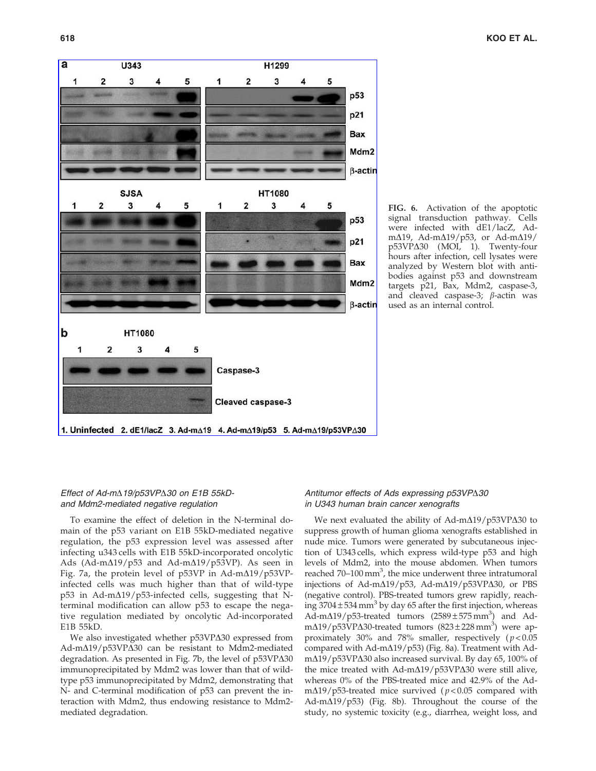FIG. 6. Activation of the apoptotic signal transduction pathway. Cells were infected with dE1/lacZ, Ad-mΔ19, Ad-mΔ19/p53, or Ad-mΔ19/p53VPΔ30 (MOI, 1). Twenty-four hours after infection, cell lysates were analyzed by Western blot with antibodies against p53 and downstream targets p21, Bax, Mdm2, caspase-3, and cleaved caspase-3; β-actin was used as an internal control.

### *Effect of Ad-mΔ19/p53VPΔ30 on E1B 55kD- and Mdm2-mediated negative regulation*

To examine the effect of deletion in the N-terminal domain of the p53 variant on E1B 55kD-mediated negative regulation, the p53 expression level was assessed after infecting u343 cells with E1B 55kD-incorporated oncolytic Ads (Ad-mΔ19/p53 and Ad-mΔ19/p53VP). As seen in Fig. 7a, the protein level of p53VP in Ad-mΔ19/p53VP-infected cells was much higher than that of wild-type p53 in Ad-mΔ19/p53-infected cells, suggesting that N-terminal modification can allow p53 to escape the negative regulation mediated by oncolytic Ad-incorporated E1B 55kD.

We also investigated whether p53VPΔ30 expressed from Ad-mΔ19/p53VPΔ30 can be resistant to Mdm2-mediated degradation. As presented in Fig. 7b, the level of p53VPΔ30 immunoprecipitated by Mdm2 was lower than that of wild-type p53 immunoprecipitated by Mdm2, demonstrating that N- and C-terminal modification of p53 can prevent the interaction with Mdm2, thus endowing resistance to Mdm2-mediated degradation.

### *Antitumor effects of Ads expressing p53VPΔ30 in U343 human brain cancer xenografts*

We next evaluated the ability of Ad-mΔ19/p53VPΔ30 to suppress growth of human glioma xenografts established in nude mice. Tumors were generated by subcutaneous injection of U343 cells, which express wild-type p53 and high levels of Mdm2, into the mouse abdomen. When tumors reached 70–100 $mm^3$, the mice underwent three intratumoral injections of Ad-mΔ19/p53, Ad-mΔ19/p53VPΔ30, or PBS (negative control). PBS-treated tumors grew rapidly, reaching $3704 \pm 534\ mm^3$ by day 65 after the first injection, whereas Ad-mΔ19/p53-treated tumors ($2589 \pm 575\ mm^3$) and Ad-mΔ19/p53VPΔ30-treated tumors ($823 \pm 228\ mm^3$) were approximately 30% and 78% smaller, respectively ($p < 0.05$ compared with Ad-mΔ19/p53) (Fig. 8a). Treatment with Ad-mΔ19/p53VPΔ30 also increased survival. By day 65, 100% of the mice treated with Ad-mΔ19/p53VPΔ30 were still alive, whereas 0% of the PBS-treated mice and 42.9% of the Ad-mΔ19/p53-treated mice survived ($p < 0.05$ compared with Ad-mΔ19/p53) (Fig. 8b). Throughout the course of the study, no systemic toxicity (e.g., diarrhea, weight loss, and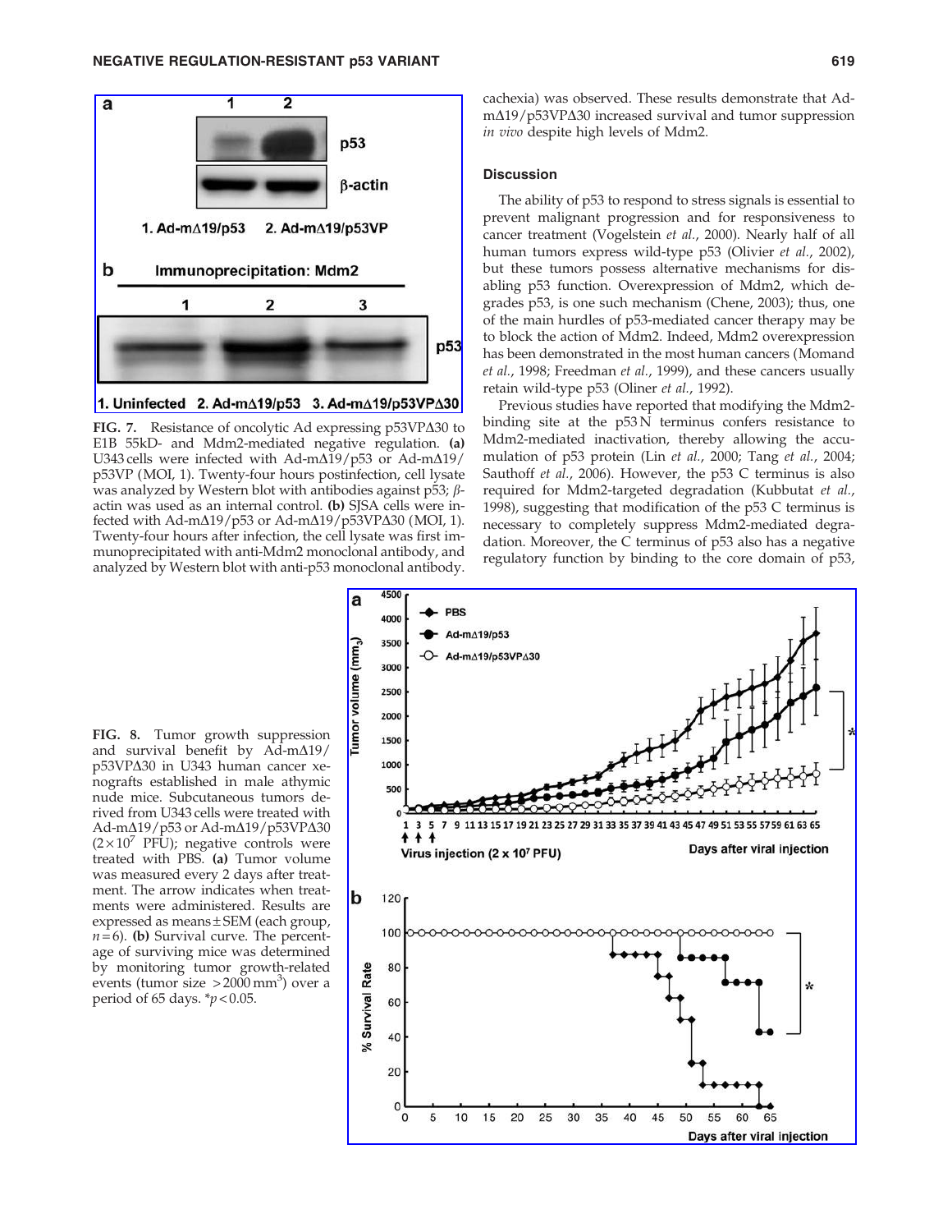FIG. 7. Resistance of oncolytic Ad expressing p53VPΔ30 to E1B 55kD- and Mdm2-mediated negative regulation. **(a)** U343 cells were infected with Ad-mΔ19/p53 or Ad-mΔ19/p53VP (MOI, 1). Twenty-four hours postinfection, cell lysate was analyzed by Western blot with antibodies against p53; β-actin was used as an internal control. **(b)** SJSA cells were infected with Ad-mΔ19/p53 or Ad-mΔ19/p53VPΔ30 (MOI, 1). Twenty-four hours after infection, the cell lysate was first immunoprecipitated with anti-Mdm2 monoclonal antibody, and analyzed by Western blot with anti-p53 monoclonal antibody.

cachexia) was observed. These results demonstrate that Ad-mΔ19/p53VPΔ30 increased survival and tumor suppression *in vivo* despite high levels of Mdm2.

## Discussion

The ability of p53 to respond to stress signals is essential to prevent malignant progression and for responsiveness to cancer treatment (Vogelstein *et al.*, 2000). Nearly half of all human tumors express wild-type p53 (Olivier *et al.*, 2002), but these tumors possess alternative mechanisms for disabling p53 function. Overexpression of Mdm2, which degrades p53, is one such mechanism (Chene, 2003); thus, one of the main hurdles of p53-mediated cancer therapy may be to block the action of Mdm2. Indeed, Mdm2 overexpression has been demonstrated in the most human cancers (Momand *et al.*, 1998; Freedman *et al.*, 1999), and these cancers usually retain wild-type p53 (Oliner *et al.*, 1992).

Previous studies have reported that modifying the Mdm2-binding site at the p53 N terminus confers resistance to Mdm2-mediated inactivation, thereby allowing the accumulation of p53 protein (Lin *et al.*, 2000; Tang *et al.*, 2004; Sauthoff *et al.*, 2006). However, the p53 C terminus is also required for Mdm2-targeted degradation (Kubbutat *et al.*, 1998), suggesting that modification of the p53 C terminus is necessary to completely suppress Mdm2-mediated degradation. Moreover, the C terminus of p53 also has a negative regulatory function by binding to the core domain of p53,

FIG. 8. Tumor growth suppression and survival benefit by Ad-mΔ19/p53VPΔ30 in U343 human cancer xenografts established in male athymic nude mice. Subcutaneous tumors derived from U343 cells were treated with Ad-mΔ19/p53 or Ad-mΔ19/p53VPΔ30 ($2\times10^7$ PFU); negative controls were treated with PBS. **(a)** Tumor volume was measured every 2 days after treatment. The arrow indicates when treatments were administered. Results are expressed as means ± SEM (each group, $n=6$). **(b)** Survival curve. The percentage of surviving mice was determined by monitoring tumor growth-related events (tumor size $>2000\ mm^3$) over a period of 65 days. $*p<0.05$.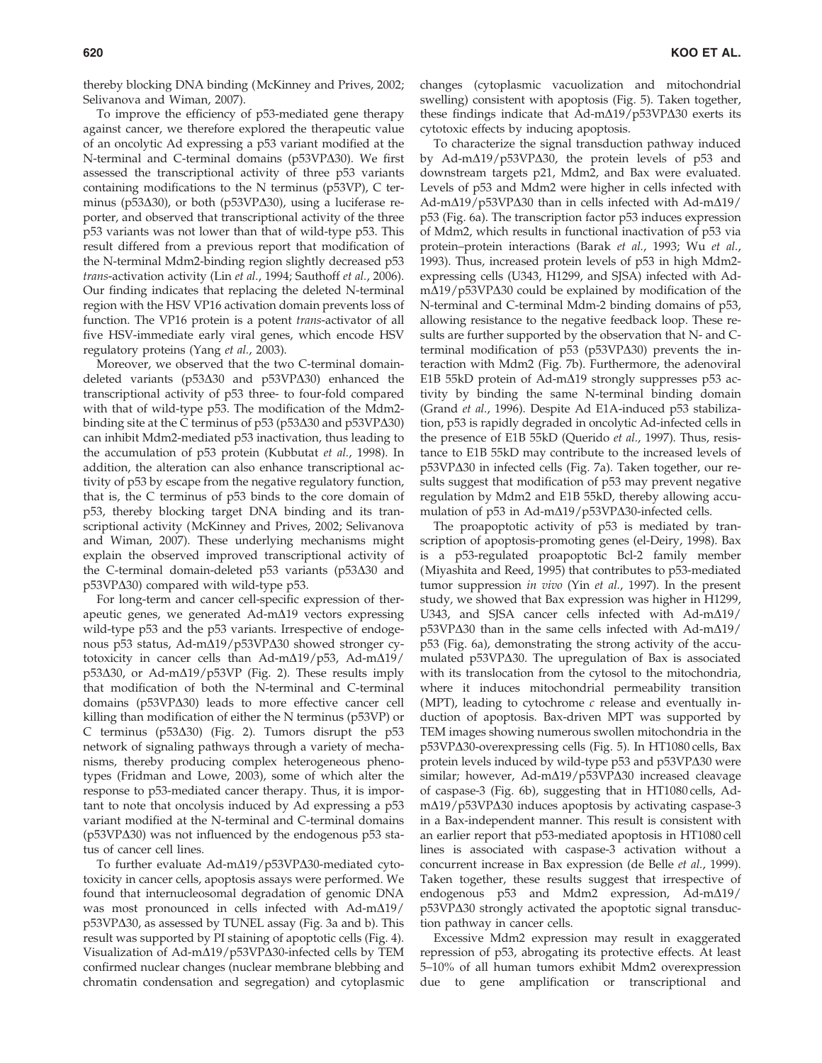thereby blocking DNA binding (McKinney and Prives, 2002; Selivanova and Wiman, 2007).

To improve the efficiency of p53-mediated gene therapy against cancer, we therefore explored the therapeutic value of an oncolytic Ad expressing a p53 variant modified at the N-terminal and C-terminal domains (p53VPΔ30). We first assessed the transcriptional activity of three p53 variants containing modifications to the N terminus (p53VP), C terminus (p53Δ30), or both (p53VPΔ30), using a luciferase reporter, and observed that transcriptional activity of the three p53 variants was not lower than that of wild-type p53. This result differed from a previous report that modification of the N-terminal Mdm2-binding region slightly decreased p53 *trans*-activation activity (Lin *et al.*, 1994; Sauthoff *et al.*, 2006). Our finding indicates that replacing the deleted N-terminal region with the HSV VP16 activation domain prevents loss of function. The VP16 protein is a potent *trans*-activator of all five HSV-immediate early viral genes, which encode HSV regulatory proteins (Yang *et al.*, 2003).

Moreover, we observed that the two C-terminal domain-deleted variants (p53Δ30 and p53VPΔ30) enhanced the transcriptional activity of p53 three- to four-fold compared with that of wild-type p53. The modification of the Mdm2-binding site at the C terminus of p53 (p53Δ30 and p53VPΔ30) can inhibit Mdm2-mediated p53 inactivation, thus leading to the accumulation of p53 protein (Kubbutat *et al.*, 1998). In addition, the alteration can also enhance transcriptional activity of p53 by escape from the negative regulatory function, that is, the C terminus of p53 binds to the core domain of p53, thereby blocking target DNA binding and its transcriptional activity (McKinney and Prives, 2002; Selivanova and Wiman, 2007). These underlying mechanisms might explain the observed improved transcriptional activity of the C-terminal domain-deleted p53 variants (p53Δ30 and p53VPΔ30) compared with wild-type p53.

For long-term and cancer cell-specific expression of therapeutic genes, we generated Ad-mΔ19 vectors expressing wild-type p53 and the p53 variants. Irrespective of endogenous p53 status, Ad-mΔ19/p53VPΔ30 showed stronger cytotoxicity in cancer cells than Ad-mΔ19/p53, Ad-mΔ19/p53Δ30, or Ad-mΔ19/p53VP (Fig. 2). These results imply that modification of both the N-terminal and C-terminal domains (p53VPΔ30) leads to more effective cancer cell killing than modification of either the N terminus (p53VP) or C terminus (p53Δ30) (Fig. 2). Tumors disrupt the p53 network of signaling pathways through a variety of mechanisms, thereby producing complex heterogeneous phenotypes (Fridman and Lowe, 2003), some of which alter the response to p53-mediated cancer therapy. Thus, it is important to note that oncolysis induced by Ad expressing a p53 variant modified at the N-terminal and C-terminal domains (p53VPΔ30) was not influenced by the endogenous p53 status of cancer cell lines.

To further evaluate Ad-mΔ19/p53VPΔ30-mediated cytotoxicity in cancer cells, apoptosis assays were performed. We found that internucleosomal degradation of genomic DNA was most pronounced in cells infected with Ad-mΔ19/p53VPΔ30, as assessed by TUNEL assay (Fig. 3a and b). This result was supported by PI staining of apoptotic cells (Fig. 4). Visualization of Ad-mΔ19/p53VPΔ30-infected cells by TEM confirmed nuclear changes (nuclear membrane blebbing and chromatin condensation and segregation) and cytoplasmic changes (cytoplasmic vacuolization and mitochondrial swelling) consistent with apoptosis (Fig. 5). Taken together, these findings indicate that Ad-mΔ19/p53VPΔ30 exerts its cytotoxic effects by inducing apoptosis.

To characterize the signal transduction pathway induced by Ad-mΔ19/p53VPΔ30, the protein levels of p53 and downstream targets p21, Mdm2, and Bax were evaluated. Levels of p53 and Mdm2 were higher in cells infected with Ad-mΔ19/p53VPΔ30 than in cells infected with Ad-mΔ19/p53 (Fig. 6a). The transcription factor p53 induces expression of Mdm2, which results in functional inactivation of p53 via protein–protein interactions (Barak *et al.*, 1993; Wu *et al.*, 1993). Thus, increased protein levels of p53 in high Mdm2-expressing cells (U343, H1299, and SJSA) infected with Ad-mΔ19/p53VPΔ30 could be explained by modification of the N-terminal and C-terminal Mdm-2 binding domains of p53, allowing resistance to the negative feedback loop. These results are further supported by the observation that N- and C-terminal modification of p53 (p53VPΔ30) prevents the interaction with Mdm2 (Fig. 7b). Furthermore, the adenoviral E1B 55kD protein of Ad-mΔ19 strongly suppresses p53 activity by binding the same N-terminal binding domain (Grand *et al.*, 1996). Despite Ad E1A-induced p53 stabilization, p53 is rapidly degraded in oncolytic Ad-infected cells in the presence of E1B 55kD (Querido *et al.*, 1997). Thus, resistance to E1B 55kD may contribute to the increased levels of p53VPΔ30 in infected cells (Fig. 7a). Taken together, our results suggest that modification of p53 may prevent negative regulation by Mdm2 and E1B 55kD, thereby allowing accumulation of p53 in Ad-mΔ19/p53VPΔ30-infected cells.

The proapoptotic activity of p53 is mediated by transcription of apoptosis-promoting genes (el-Deiry, 1998). Bax is a p53-regulated proapoptotic Bcl-2 family member (Miyashita and Reed, 1995) that contributes to p53-mediated tumor suppression *in vivo* (Yin *et al.*, 1997). In the present study, we showed that Bax expression was higher in H1299, U343, and SJSA cancer cells infected with Ad-mΔ19/p53VPΔ30 than in the same cells infected with Ad-mΔ19/p53 (Fig. 6a), demonstrating the strong activity of the accumulated p53VPΔ30. The upregulation of Bax is associated with its translocation from the cytosol to the mitochondria, where it induces mitochondrial permeability transition (MPT), leading to cytochrome *c* release and eventually induction of apoptosis. Bax-driven MPT was supported by TEM images showing numerous swollen mitochondria in the p53VPΔ30-overexpressing cells (Fig. 5). In HT1080 cells, Bax protein levels induced by wild-type p53 and p53VPΔ30 were similar; however, Ad-mΔ19/p53VPΔ30 increased cleavage of caspase-3 (Fig. 6b), suggesting that in HT1080 cells, Ad-mΔ19/p53VPΔ30 induces apoptosis by activating caspase-3 in a Bax-independent manner. This result is consistent with an earlier report that p53-mediated apoptosis in HT1080 cell lines is associated with caspase-3 activation without a concurrent increase in Bax expression (de Belle *et al.*, 1999). Taken together, these results suggest that irrespective of endogenous p53 and Mdm2 expression, Ad-mΔ19/p53VPΔ30 strongly activated the apoptotic signal transduction pathway in cancer cells.

Excessive Mdm2 expression may result in exaggerated repression of p53, abrogating its protective effects. At least 5–10% of all human tumors exhibit Mdm2 overexpression due to gene amplification or transcriptional and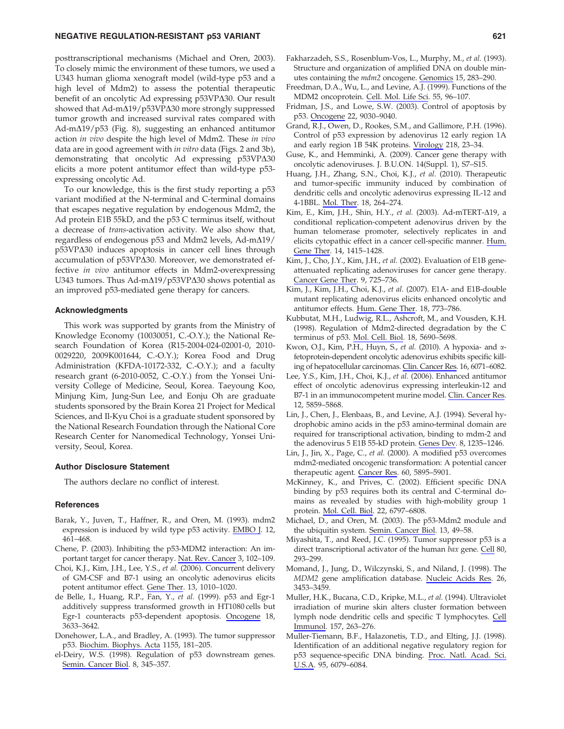posttranscriptional mechanisms (Michael and Oren, 2003). To closely mimic the environment of these tumors, we used a U343 human glioma xenograft model (wild-type p53 and a high level of Mdm2) to assess the potential therapeutic benefit of an oncolytic Ad expressing p53VPΔ30. Our result showed that Ad-mΔ19/p53VPΔ30 more strongly suppressed tumor growth and increased survival rates compared with Ad-mΔ19/p53 (Fig. 8), suggesting an enhanced antitumor action *in vivo* despite the high level of Mdm2. These *in vivo* data are in good agreement with *in vitro* data (Figs. 2 and 3b), demonstrating that oncolytic Ad expressing p53VPΔ30 elicits a more potent antitumor effect than wild-type p53-expressing oncolytic Ad.

To our knowledge, this is the first study reporting a p53 variant modified at the N-terminal and C-terminal domains that escapes negative regulation by endogenous Mdm2, the Ad protein E1B 55kD, and the p53 C terminus itself, without a decrease of *trans*-activation activity. We also show that, regardless of endogenous p53 and Mdm2 levels, Ad-mΔ19/p53VPΔ30 induces apoptosis in cancer cell lines through accumulation of p53VPΔ30. Moreover, we demonstrated effective *in vivo* antitumor effects in Mdm2-overexpressing U343 tumors. Thus Ad-mΔ19/p53VPΔ30 shows potential as an improved p53-mediated gene therapy for cancers.

### Acknowledgments

This work was supported by grants from the Ministry of Knowledge Economy (10030051, C.-O.Y.); the National Research Foundation of Korea (R15-2004-024-02001-0, 2010-0029220, 2009K001644, C.-O.Y.); Korea Food and Drug Administration (KFDA-10172-332, C.-O.Y.); and a faculty research grant (6-2010-0052, C.-O.Y.) from the Yonsei University College of Medicine, Seoul, Korea. Taeyoung Koo, Minjung Kim, Jung-Sun Lee, and Eonju Oh are graduate students sponsored by the Brain Korea 21 Project for Medical Sciences, and Il-Kyu Choi is a graduate student sponsored by the National Research Foundation through the National Core Research Center for Nanomedical Technology, Yonsei University, Seoul, Korea.

### Author Disclosure Statement

The authors declare no conflict of interest.

### References

Barak, Y., Juven, T., Haffner, R., and Oren, M. (1993). mdm2 expression is induced by wild type p53 activity. EMBO J. 12, 461–468.

Chene, P. (2003). Inhibiting the p53-MDM2 interaction: An important target for cancer therapy. Nat. Rev. Cancer 3, 102–109.

Choi, K.J., Kim, J.H., Lee, Y.S., *et al.* (2006). Concurrent delivery of GM-CSF and B7-1 using an oncolytic adenovirus elicits potent antitumor effect. Gene Ther. 13, 1010–1020.

de Belle, I., Huang, R.P., Fan, Y., *et al.* (1999). p53 and Egr-1 additively suppress transformed growth in HT1080 cells but Egr-1 counteracts p53-dependent apoptosis. Oncogene 18, 3633–3642.

Donehower, L.A., and Bradley, A. (1993). The tumor suppressor p53. Biochim. Biophys. Acta 1155, 181–205.

el-Deiry, W.S. (1998). Regulation of p53 downstream genes. Semin. Cancer Biol. 8, 345–357.

Fakharzadeh, S.S., Rosenblum-Vos, L., Murphy, M., *et al.* (1993). Structure and organization of amplified DNA on double minutes containing the *mdm2* oncogene. Genomics 15, 283–290.

Freedman, D.A., Wu, L., and Levine, A.J. (1999). Functions of the MDM2 oncoprotein. Cell. Mol. Life Sci. 55, 96–107.

Fridman, J.S., and Lowe, S.W. (2003). Control of apoptosis by p53. Oncogene 22, 9030–9040.

Grand, R.J., Owen, D., Rookes, S.M., and Gallimore, P.H. (1996). Control of p53 expression by adenovirus 12 early region 1A and early region 1B 54K proteins. Virology 218, 23–34.

Guse, K., and Hemminki, A. (2009). Cancer gene therapy with oncolytic adenoviruses. J. B.U.ON. 14(Suppl. 1), S7–S15.

Huang, J.H., Zhang, S.N., Choi, K.J., *et al.* (2010). Therapeutic and tumor-specific immunity induced by combination of dendritic cells and oncolytic adenovirus expressing IL-12 and 4-1BBL. Mol. Ther. 18, 264–274.

Kim, E., Kim, J.H., Shin, H.Y., *et al.* (2003). Ad-mTERT-Δ19, a conditional replication-competent adenovirus driven by the human telomerase promoter, selectively replicates in and elicits cytopathic effect in a cancer cell-specific manner. Hum. Gene Ther. 14, 1415–1428.

Kim, J., Cho, J.Y., Kim, J.H., *et al.* (2002). Evaluation of E1B gene-attenuated replicating adenoviruses for cancer gene therapy. Cancer Gene Ther. 9, 725–736.

Kim, J., Kim, J.H., Choi, K.J., *et al.* (2007). E1A- and E1B-double mutant replicating adenovirus elicits enhanced oncolytic and antitumor effects. Hum. Gene Ther. 18, 773–786.

Kubbutat, M.H., Ludwig, R.L., Ashcroft, M., and Vousden, K.H. (1998). Regulation of Mdm2-directed degradation by the C terminus of p53. Mol. Cell. Biol. 18, 5690–5698.

Kwon, O.J., Kim, P.H., Huyn, S., *et al.* (2010). A hypoxia- and α-fetoprotein-dependent oncolytic adenovirus exhibits specific killing of hepatocellular carcinomas. Clin. Cancer Res. 16, 6071–6082.

Lee, Y.S., Kim, J.H., Choi, K.J., *et al.* (2006). Enhanced antitumor effect of oncolytic adenovirus expressing interleukin-12 and B7-1 in an immunocompetent murine model. Clin. Cancer Res. 12, 5859–5868.

Lin, J., Chen, J., Elenbaas, B., and Levine, A.J. (1994). Several hydrophobic amino acids in the p53 amino-terminal domain are required for transcriptional activation, binding to mdm-2 and the adenovirus 5 E1B 55-kD protein. Genes Dev. 8, 1235–1246.

Lin, J., Jin, X., Page, C., *et al.* (2000). A modified p53 overcomes mdm2-mediated oncogenic transformation: A potential cancer therapeutic agent. Cancer Res. 60, 5895–5901.

McKinney, K., and Prives, C. (2002). Efficient specific DNA binding by p53 requires both its central and C-terminal domains as revealed by studies with high-mobility group 1 protein. Mol. Cell. Biol. 22, 6797–6808.

Michael, D., and Oren, M. (2003). The p53-Mdm2 module and the ubiquitin system. Semin. Cancer Biol. 13, 49–58.

Miyashita, T., and Reed, J.C. (1995). Tumor suppressor p53 is a direct transcriptional activator of the human *bax* gene. Cell 80, 293–299.

Momand, J., Jung, D., Wilczynski, S., and Niland, J. (1998). The *MDM2* gene amplification database. Nucleic Acids Res. 26, 3453–3459.

Muller, H.K., Bucana, C.D., Kripke, M.L., *et al.* (1994). Ultraviolet irradiation of murine skin alters cluster formation between lymph node dendritic cells and specific T lymphocytes. Cell Immunol. 157, 263–276.

Muller-Tiemann, B.F., Halazonetis, T.D., and Elting, J.J. (1998). Identification of an additional negative regulatory region for p53 sequence-specific DNA binding. Proc. Natl. Acad. Sci. U.S.A. 95, 6079–6084.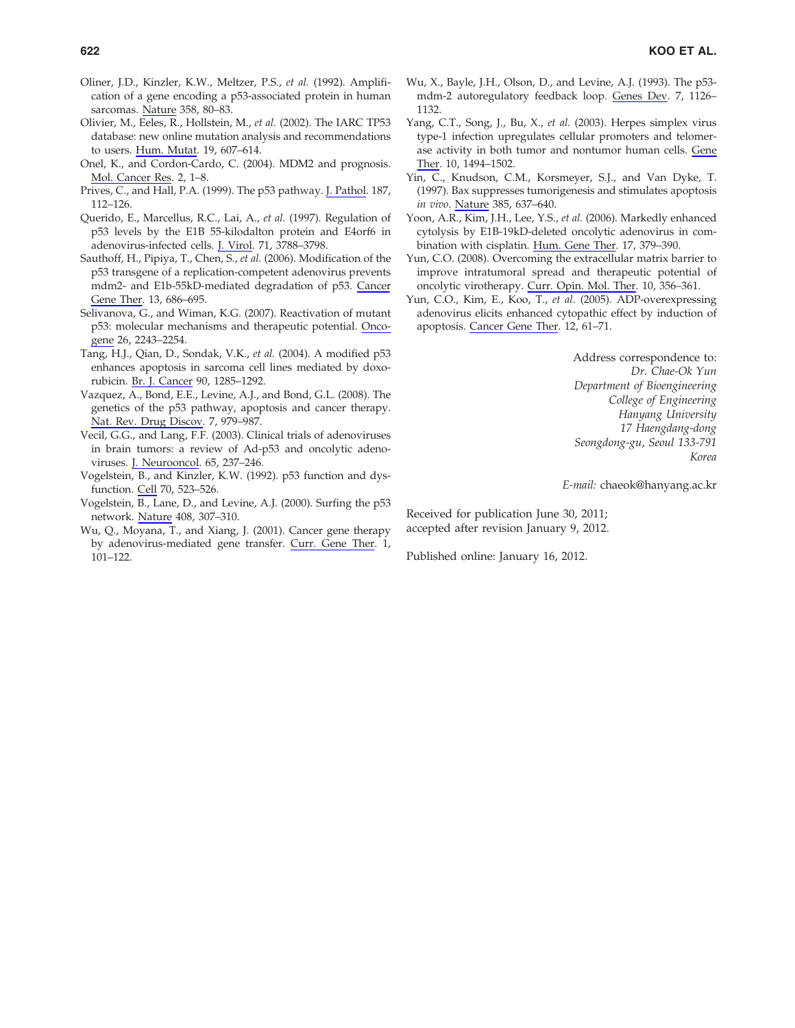Oliner, J.D., Kinzler, K.W., Meltzer, P.S., *et al.* (1992). Amplification of a gene encoding a p53-associated protein in human sarcomas. Nature 358, 80–83.

Olivier, M., Eeles, R., Hollstein, M., *et al.* (2002). The IARC TP53 database: new online mutation analysis and recommendations to users. Hum. Mutat. 19, 607–614.

Onel, K., and Cordon-Cardo, C. (2004). MDM2 and prognosis. Mol. Cancer Res. 2, 1–8.

Prives, C., and Hall, P.A. (1999). The p53 pathway. J. Pathol. 187, 112–126.

Querido, E., Marcellus, R.C., Lai, A., *et al.* (1997). Regulation of p53 levels by the E1B 55-kilodalton protein and E4orf6 in adenovirus-infected cells. J. Virol. 71, 3788–3798.

Sauthoff, H., Pipiya, T., Chen, S., *et al.* (2006). Modification of the p53 transgene of a replication-competent adenovirus prevents mdm2- and E1b-55kD-mediated degradation of p53. Cancer Gene Ther. 13, 686–695.

Selivanova, G., and Wiman, K.G. (2007). Reactivation of mutant p53: molecular mechanisms and therapeutic potential. Oncogene 26, 2243–2254.

Tang, H.J., Qian, D., Sondak, V.K., *et al.* (2004). A modified p53 enhances apoptosis in sarcoma cell lines mediated by doxorubicin. Br. J. Cancer 90, 1285–1292.

Vazquez, A., Bond, E.E., Levine, A.J., and Bond, G.L. (2008). The genetics of the p53 pathway, apoptosis and cancer therapy. Nat. Rev. Drug Discov. 7, 979–987.

Vecil, G.G., and Lang, F.F. (2003). Clinical trials of adenoviruses in brain tumors: a review of Ad-p53 and oncolytic adenoviruses. J. Neurooncol. 65, 237–246.

Vogelstein, B., and Kinzler, K.W. (1992). p53 function and dysfunction. Cell 70, 523–526.

Vogelstein, B., Lane, D., and Levine, A.J. (2000). Surfing the p53 network. Nature 408, 307–310.

Wu, Q., Moyana, T., and Xiang, J. (2001). Cancer gene therapy by adenovirus-mediated gene transfer. Curr. Gene Ther. 1, 101–122.

Wu, X., Bayle, J.H., Olson, D., and Levine, A.J. (1993). The p53-mdm-2 autoregulatory feedback loop. Genes Dev. 7, 1126–1132.

Yang, C.T., Song, J., Bu, X., *et al.* (2003). Herpes simplex virus type-1 infection upregulates cellular promoters and telomerase activity in both tumor and nontumor human cells. Gene Ther. 10, 1494–1502.

Yin, C., Knudson, C.M., Korsmeyer, S.J., and Van Dyke, T. (1997). Bax suppresses tumorigenesis and stimulates apoptosis *in vivo*. Nature 385, 637–640.

Yoon, A.R., Kim, J.H., Lee, Y.S., *et al.* (2006). Markedly enhanced cytolysis by E1B-19kD-deleted oncolytic adenovirus in combination with cisplatin. Hum. Gene Ther. 17, 379–390.

Yun, C.O. (2008). Overcoming the extracellular matrix barrier to improve intratumoral spread and therapeutic potential of oncolytic virotherapy. Curr. Opin. Mol. Ther. 10, 356–361.

Yun, C.O., Kim, E., Koo, T., *et al.* (2005). ADP-overexpressing adenovirus elicits enhanced cytopathic effect by induction of apoptosis. Cancer Gene Ther. 12, 61–71.

Address correspondence to:
*Dr. Chae-Ok Yun*
*Department of Bioengineering*
*College of Engineering*
*Hanyang University*
*17 Haengdang-dong*
*Seongdong-gu, Seoul 133-791*
*Korea*

*E-mail:* chaeok@hanyang.ac.kr

Received for publication June 30, 2011;
accepted after revision January 9, 2012.

Published online: January 16, 2012.